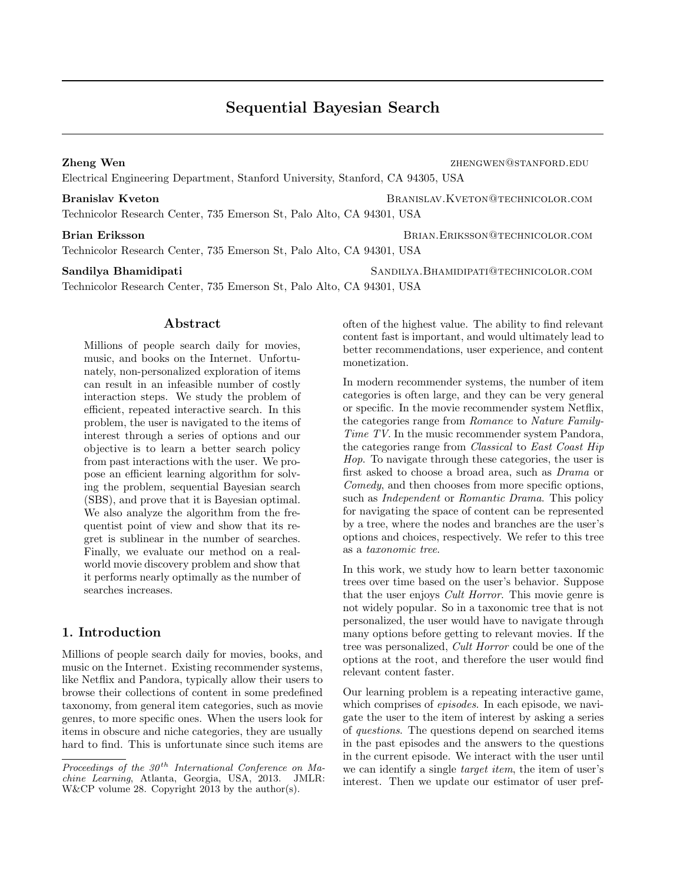# Sequential Bayesian Search

**Zheng Wen** zhengwen@stanford.edu
Electrical Engineering Department, Stanford University, Stanford, CA 94305, USA

**Branislav Kveton** Branislav.Kveton@technicolor.com
Technicolor Research Center, 735 Emerson St, Palo Alto, CA 94301, USA

**Brian Eriksson** Brian.Eriksson@technicolor.com
Technicolor Research Center, 735 Emerson St, Palo Alto, CA 94301, USA

**Sandilya Bhamidipati** Sandilya.Bhamidipati@technicolor.com
Technicolor Research Center, 735 Emerson St, Palo Alto, CA 94301, USA

## Abstract

Millions of people search daily for movies, music, and books on the Internet. Unfortunately, non-personalized exploration of items can result in an infeasible number of costly interaction steps. We study the problem of efficient, repeated interactive search. In this problem, the user is navigated to the items of interest through a series of options and our objective is to learn a better search policy from past interactions with the user. We propose an efficient learning algorithm for solving the problem, sequential Bayesian search (SBS), and prove that it is Bayesian optimal. We also analyze the algorithm from the frequentist point of view and show that its regret is sublinear in the number of searches. Finally, we evaluate our method on a real-world movie discovery problem and show that it performs nearly optimally as the number of searches increases.

## 1. Introduction

Millions of people search daily for movies, books, and music on the Internet. Existing recommender systems, like Netflix and Pandora, typically allow their users to browse their collections of content in some predefined taxonomy, from general item categories, such as movie genres, to more specific ones. When the users look for items in obscure and niche categories, they are usually hard to find. This is unfortunate since such items are often of the highest value. The ability to find relevant content fast is important, and would ultimately lead to better recommendations, user experience, and content monetization.

In modern recommender systems, the number of item categories is often large, and they can be very general or specific. In the movie recommender system Netflix, the categories range from *Romance* to *Nature Family-Time TV*. In the music recommender system Pandora, the categories range from *Classical* to *East Coast Hip Hop*. To navigate through these categories, the user is first asked to choose a broad area, such as *Drama* or *Comedy*, and then chooses from more specific options, such as *Independent* or *Romantic Drama*. This policy for navigating the space of content can be represented by a tree, where the nodes and branches are the user's options and choices, respectively. We refer to this tree as a *taxonomic tree*.

In this work, we study how to learn better taxonomic trees over time based on the user's behavior. Suppose that the user enjoys *Cult Horror*. This movie genre is not widely popular. So in a taxonomic tree that is not personalized, the user would have to navigate through many options before getting to relevant movies. If the tree was personalized, *Cult Horror* could be one of the options at the root, and therefore the user would find relevant content faster.

Our learning problem is a repeating interactive game, which comprises of *episodes*. In each episode, we navigate the user to the item of interest by asking a series of *questions*. The questions depend on searched items in the past episodes and the answers to the questions in the current episode. We interact with the user until we can identify a single *target item*, the item of user's interest. Then we update our estimator of user pref-

---

*Proceedings of the 30th International Conference on Machine Learning*, Atlanta, Georgia, USA, 2013. JMLR: W&CP volume 28. Copyright 2013 by the author(s).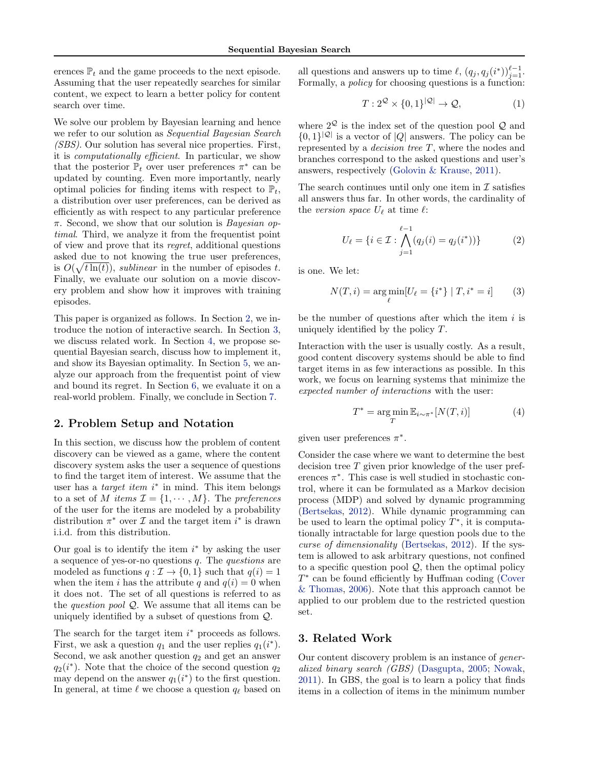erences $\mathbb{P}_t$ and the game proceeds to the next episode. Assuming that the user repeatedly searches for similar content, we expect to learn a better policy for content search over time.

We solve our problem by Bayesian learning and hence we refer to our solution as *Sequential Bayesian Search (SBS)*. Our solution has several nice properties. First, it is *computationally efficient*. In particular, we show that the posterior $\mathbb{P}_t$ over user preferences $\pi^*$ can be updated by counting. Even more importantly, nearly optimal policies for finding items with respect to $\mathbb{P}_t$, a distribution over user preferences, can be derived as efficiently as with respect to any particular preference $\pi$. Second, we show that our solution is *Bayesian optimal*. Third, we analyze it from the frequentist point of view and prove that its *regret*, additional questions asked due to not knowing the true user preferences, is $O(\sqrt{t \ln(t)})$, *sublinear* in the number of episodes $t$. Finally, we evaluate our solution on a movie discovery problem and show how it improves with training episodes.

This paper is organized as follows. In Section 2, we introduce the notion of interactive search. In Section 3, we discuss related work. In Section 4, we propose sequential Bayesian search, discuss how to implement it, and show its Bayesian optimality. In Section 5, we analyze our approach from the frequentist point of view and bound its regret. In Section 6, we evaluate it on a real-world problem. Finally, we conclude in Section 7.

## 2. Problem Setup and Notation

In this section, we discuss how the problem of content discovery can be viewed as a game, where the content discovery system asks the user a sequence of questions to find the target item of interest. We assume that the user has a *target item* $i^*$ in mind. This item belongs to a set of $M$ *items* $\mathcal{I} = \{1, \cdots, M\}$. The *preferences* of the user for the items are modeled by a probability distribution $\pi^*$ over $\mathcal{I}$ and the target item $i^*$ is drawn i.i.d. from this distribution.

Our goal is to identify the item $i^*$ by asking the user a sequence of yes-or-no questions $q$. The *questions* are modeled as functions $q : \mathcal{I} \rightarrow \{0, 1\}$ such that $q(i) = 1$ when the item $i$ has the attribute $q$ and $q(i) = 0$ when it does not. The set of all questions is referred to as the *question pool* $\mathcal{Q}$. We assume that all items can be uniquely identified by a subset of questions from $\mathcal{Q}$.

The search for the target item $i^*$ proceeds as follows. First, we ask a question $q_1$ and the user replies $q_1(i^*)$. Second, we ask another question $q_2$ and get an answer $q_2(i^*)$. Note that the choice of the second question $q_2$ may depend on the answer $q_1(i^*)$ to the first question. In general, at time $\ell$ we choose a question $q_\ell$ based on all questions and answers up to time $\ell$, $(q_j, q_j(i^*))_{j=1}^{\ell-1}$. Formally, a *policy* for choosing questions is a function:

$$T : 2^{\mathcal{Q}} \times \{0, 1\}^{|\mathcal{Q}|} \rightarrow \mathcal{Q}, \tag{1}$$

where $2^{\mathcal{Q}}$ is the index set of the question pool $\mathcal{Q}$ and $\{0, 1\}^{|\mathcal{Q}|}$ is a vector of $|Q|$ answers. The policy can be represented by a *decision tree* $T$, where the nodes and branches correspond to the asked questions and user's answers, respectively (Golovin & Krause, 2011).

The search continues until only one item in $\mathcal{I}$ satisfies all answers thus far. In other words, the cardinality of the *version space* $U_\ell$ at time $\ell$:

$$U_\ell = \{i \in \mathcal{I} : \bigwedge_{j=1}^{\ell-1} (q_j(i) = q_j(i^*))\} \tag{2}$$

is one. We let:

$$N(T, i) = \arg\min_{\ell} [U_\ell = \{i^*\} \mid T, i^* = i] \tag{3}$$

be the number of questions after which the item $i$ is uniquely identified by the policy $T$.

Interaction with the user is usually costly. As a result, good content discovery systems should be able to find target items in as few interactions as possible. In this work, we focus on learning systems that minimize the *expected number of interactions* with the user:

$$T^* = \arg\min_{T} \mathbb{E}_{i \sim \pi^*}[N(T, i)] \tag{4}$$

given user preferences $\pi^*$.

Consider the case where we want to determine the best decision tree $T$ given prior knowledge of the user preferences $\pi^*$. This case is well studied in stochastic control, where it can be formulated as a Markov decision process (MDP) and solved by dynamic programming (Bertsekas, 2012). While dynamic programming can be used to learn the optimal policy $T^*$, it is computationally intractable for large question pools due to the *curse of dimensionality* (Bertsekas, 2012). If the system is allowed to ask arbitrary questions, not confined to a specific question pool $\mathcal{Q}$, then the optimal policy $T^*$ can be found efficiently by Huffman coding (Cover & Thomas, 2006). Note that this approach cannot be applied to our problem due to the restricted question set.

## 3. Related Work

Our content discovery problem is an instance of *generalized binary search (GBS)* (Dasgupta, 2005; Nowak, 2011). In GBS, the goal is to learn a policy that finds items in a collection of items in the minimum number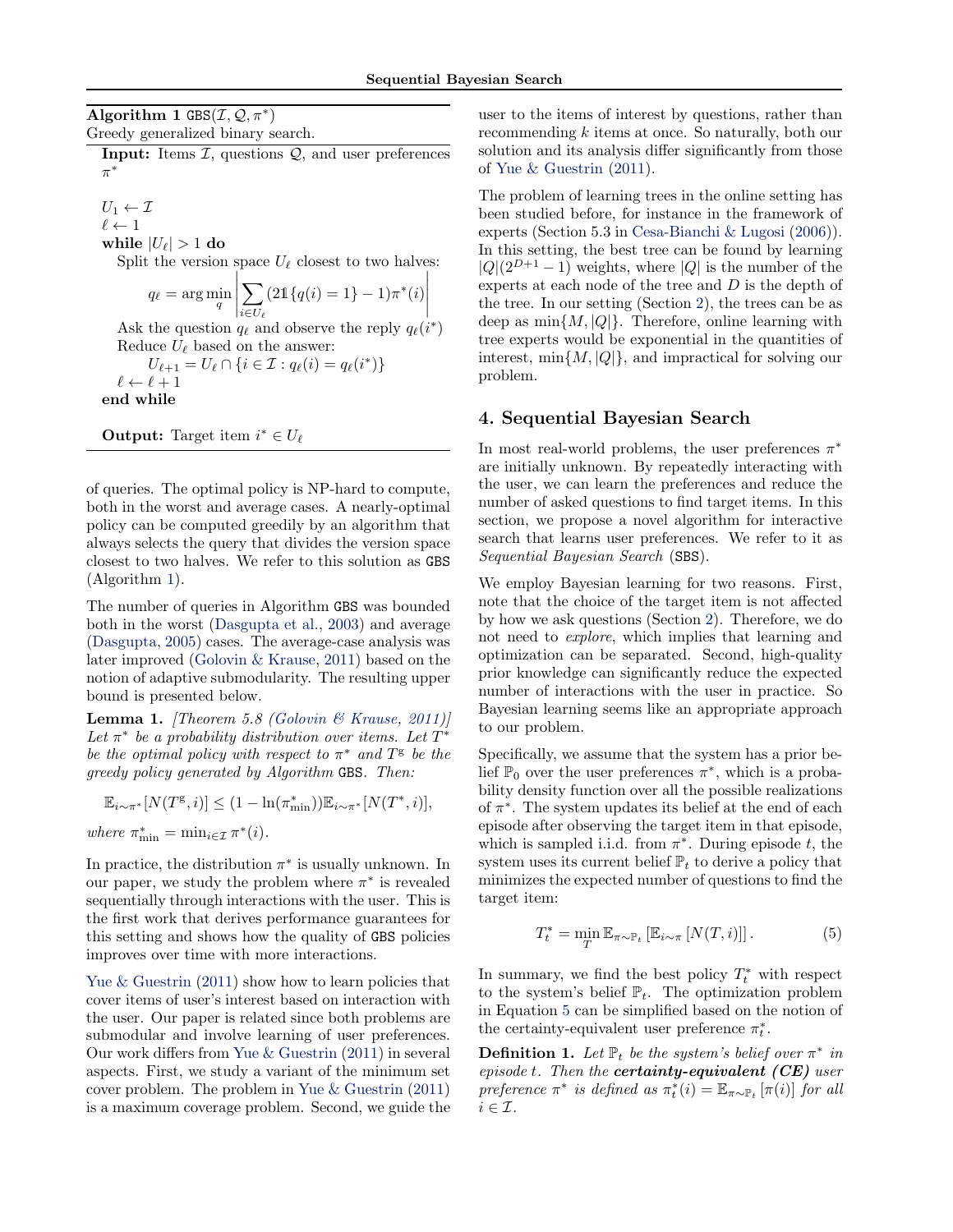**Algorithm 1** GBS($\mathcal{I}, \mathcal{Q}, \pi^*$)
Greedy generalized binary search.

**Input:** Items $\mathcal{I}$, questions $\mathcal{Q}$, and user preferences $\pi^*$

$U_1 \leftarrow \mathcal{I}$
$\ell \leftarrow 1$
**while** $|U_\ell| > 1$ **do**
  Split the version space $U_\ell$ closest to two halves:
$$q_\ell = \arg\min_q \left| \sum_{i \in U_\ell} (2\mathbb{1}\{q(i) = 1\} - 1)\pi^*(i) \right|$$
  Ask the question $q_\ell$ and observe the reply $q_\ell(i^*)$
  Reduce $U_\ell$ based on the answer:
$$U_{\ell+1} = U_\ell \cap \{i \in \mathcal{I} : q_\ell(i) = q_\ell(i^*)\}$$
  $\ell \leftarrow \ell + 1$
**end while**

**Output:** Target item $i^* \in U_\ell$

of queries. The optimal policy is NP-hard to compute, both in the worst and average cases. A nearly-optimal policy can be computed greedily by an algorithm that always selects the query that divides the version space closest to two halves. We refer to this solution as GBS (Algorithm 1).

The number of queries in Algorithm GBS was bounded both in the worst (Dasgupta et al., 2003) and average (Dasgupta, 2005) cases. The average-case analysis was later improved (Golovin & Krause, 2011) based on the notion of adaptive submodularity. The resulting upper bound is presented below.

**Lemma 1.** *[Theorem 5.8 (Golovin & Krause, 2011)] Let $\pi^*$ be a probability distribution over items. Let $T^*$ be the optimal policy with respect to $\pi^*$ and $T^{\rm g}$ be the greedy policy generated by Algorithm* GBS*. Then:*

$$\mathbb{E}_{i \sim \pi^*}[N(T^{\rm g}, i)] \leq (1 - \ln(\pi^*_{\min}))\mathbb{E}_{i \sim \pi^*}[N(T^*, i)],$$

*where $\pi^*_{\min} = \min_{i \in \mathcal{I}} \pi^*(i)$.*

In practice, the distribution $\pi^*$ is usually unknown. In our paper, we study the problem where $\pi^*$ is revealed sequentially through interactions with the user. This is the first work that derives performance guarantees for this setting and shows how the quality of GBS policies improves over time with more interactions.

Yue & Guestrin (2011) show how to learn policies that cover items of user's interest based on interaction with the user. Our paper is related since both problems are submodular and involve learning of user preferences. Our work differs from Yue & Guestrin (2011) in several aspects. First, we study a variant of the minimum set cover problem. The problem in Yue & Guestrin (2011) is a maximum coverage problem. Second, we guide the user to the items of interest by questions, rather than recommending $k$ items at once. So naturally, both our solution and its analysis differ significantly from those of Yue & Guestrin (2011).

The problem of learning trees in the online setting has been studied before, for instance in the framework of experts (Section 5.3 in Cesa-Bianchi & Lugosi (2006)). In this setting, the best tree can be found by learning $|Q|(2^{D+1} - 1)$ weights, where $|Q|$ is the number of the experts at each node of the tree and $D$ is the depth of the tree. In our setting (Section 2), the trees can be as deep as $\min\{M, |Q|\}$. Therefore, online learning with tree experts would be exponential in the quantities of interest, $\min\{M, |Q|\}$, and impractical for solving our problem.

## 4. Sequential Bayesian Search

In most real-world problems, the user preferences $\pi^*$ are initially unknown. By repeatedly interacting with the user, we can learn the preferences and reduce the number of asked questions to find target items. In this section, we propose a novel algorithm for interactive search that learns user preferences. We refer to it as *Sequential Bayesian Search* (SBS).

We employ Bayesian learning for two reasons. First, note that the choice of the target item is not affected by how we ask questions (Section 2). Therefore, we do not need to *explore*, which implies that learning and optimization can be separated. Second, high-quality prior knowledge can significantly reduce the expected number of interactions with the user in practice. So Bayesian learning seems like an appropriate approach to our problem.

Specifically, we assume that the system has a prior belief $\mathbb{P}_0$ over the user preferences $\pi^*$, which is a probability density function over all the possible realizations of $\pi^*$. The system updates its belief at the end of each episode after observing the target item in that episode, which is sampled i.i.d. from $\pi^*$. During episode $t$, the system uses its current belief $\mathbb{P}_t$ to derive a policy that minimizes the expected number of questions to find the target item:

$$T^*_t = \min_T \mathbb{E}_{\pi \sim \mathbb{P}_t}\left[\mathbb{E}_{i \sim \pi}\left[N(T, i)\right]\right]. \tag{5}$$

In summary, we find the best policy $T^*_t$ with respect to the system's belief $\mathbb{P}_t$. The optimization problem in Equation 5 can be simplified based on the notion of the certainty-equivalent user preference $\pi^*_t$.

**Definition 1.** *Let $\mathbb{P}_t$ be the system's belief over $\pi^*$ in episode $t$. Then the **certainty-equivalent (CE)** user preference $\pi^*$ is defined as $\pi^*_t(i) = \mathbb{E}_{\pi \sim \mathbb{P}_t}[\pi(i)]$ for all $i \in \mathcal{I}$.*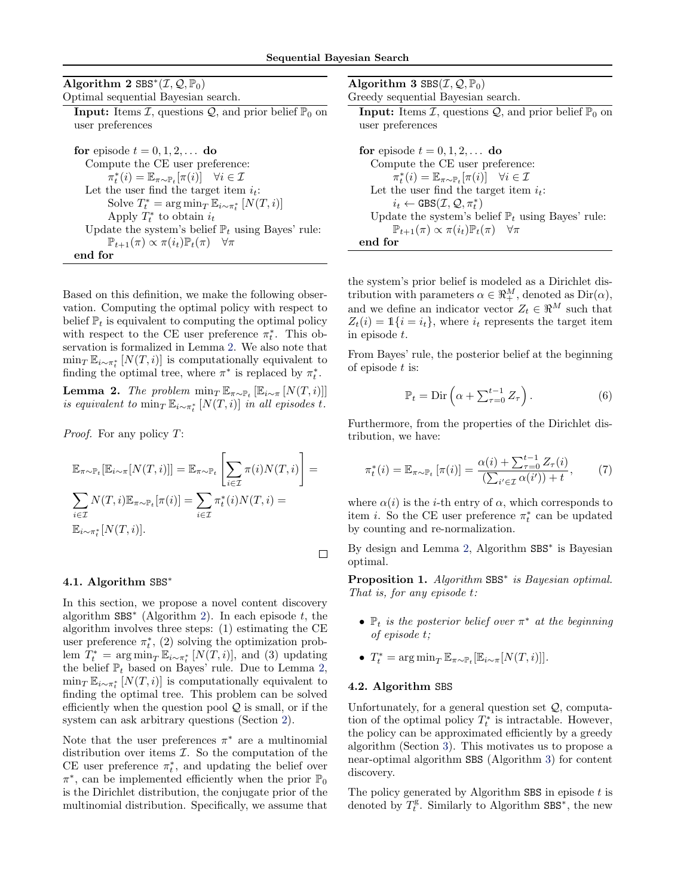**Algorithm 2** $\texttt{SBS}^*(\mathcal{I}, \mathcal{Q}, \mathbb{P}_0)$

Optimal sequential Bayesian search.

**Input:** Items $\mathcal{I}$, questions $\mathcal{Q}$, and prior belief $\mathbb{P}_0$ on user preferences

**for** episode $t = 0, 1, 2, \dots$ **do**
  Compute the CE user preference:
    $\pi_t^*(i) = \mathbb{E}_{\pi \sim \mathbb{P}_t}[\pi(i)] \quad \forall i \in \mathcal{I}$
  Let the user find the target item $i_t$:
    Solve $T_t^* = \arg\min_T \mathbb{E}_{i \sim \pi_t^*}[N(T, i)]$
    Apply $T_t^*$ to obtain $i_t$
  Update the system's belief $\mathbb{P}_t$ using Bayes' rule:
    $\mathbb{P}_{t+1}(\pi) \propto \pi(i_t)\mathbb{P}_t(\pi) \quad \forall \pi$
**end for**

**Algorithm 3** $\texttt{SBS}(\mathcal{I}, \mathcal{Q}, \mathbb{P}_0)$

Greedy sequential Bayesian search.

**Input:** Items $\mathcal{I}$, questions $\mathcal{Q}$, and prior belief $\mathbb{P}_0$ on user preferences

**for** episode $t = 0, 1, 2, \dots$ **do**
  Compute the CE user preference:
    $\pi_t^*(i) = \mathbb{E}_{\pi \sim \mathbb{P}_t}[\pi(i)] \quad \forall i \in \mathcal{I}$
  Let the user find the target item $i_t$:
    $i_t \leftarrow \texttt{GBS}(\mathcal{I}, \mathcal{Q}, \pi_t^*)$
  Update the system's belief $\mathbb{P}_t$ using Bayes' rule:
    $\mathbb{P}_{t+1}(\pi) \propto \pi(i_t)\mathbb{P}_t(\pi) \quad \forall \pi$
**end for**

Based on this definition, we make the following observation. Computing the optimal policy with respect to belief $\mathbb{P}_t$ is equivalent to computing the optimal policy with respect to the CE user preference $\pi_t^*$. This observation is formalized in Lemma 2. We also note that $\min_T \mathbb{E}_{i \sim \pi_t^*}[N(T, i)]$ is computationally equivalent to finding the optimal tree, where $\pi^*$ is replaced by $\pi_t^*$.

**Lemma 2.** *The problem $\min_T \mathbb{E}_{\pi \sim \mathbb{P}_t}[\mathbb{E}_{i \sim \pi}[N(T, i)]]$ is equivalent to $\min_T \mathbb{E}_{i \sim \pi_t^*}[N(T, i)]$ in all episodes $t$.*

*Proof.* For any policy $T$:

$$\mathbb{E}_{\pi \sim \mathbb{P}_t}[\mathbb{E}_{i \sim \pi}[N(T, i)]] = \mathbb{E}_{\pi \sim \mathbb{P}_t}\left[\sum_{i \in \mathcal{I}} \pi(i) N(T, i)\right] = \sum_{i \in \mathcal{I}} N(T, i) \mathbb{E}_{\pi \sim \mathbb{P}_t}[\pi(i)] = \sum_{i \in \mathcal{I}} \pi_t^*(i) N(T, i) = \mathbb{E}_{i \sim \pi_t^*}[N(T, i)].$$

□

### 4.1. Algorithm SBS*

In this section, we propose a novel content discovery algorithm $\texttt{SBS}^*$ (Algorithm 2). In each episode $t$, the algorithm involves three steps: (1) estimating the CE user preference $\pi_t^*$, (2) solving the optimization problem $T_t^* = \arg\min_T \mathbb{E}_{i \sim \pi_t^*}[N(T, i)]$, and (3) updating the belief $\mathbb{P}_t$ based on Bayes' rule. Due to Lemma 2, $\min_T \mathbb{E}_{i \sim \pi_t^*}[N(T, i)]$ is computationally equivalent to finding the optimal tree. This problem can be solved efficiently when the question pool $\mathcal{Q}$ is small, or if the system can ask arbitrary questions (Section 2).

Note that the user preferences $\pi^*$ are a multinomial distribution over items $\mathcal{I}$. So the computation of the CE user preference $\pi_t^*$, and updating the belief over $\pi^*$, can be implemented efficiently when the prior $\mathbb{P}_0$ is the Dirichlet distribution, the conjugate prior of the multinomial distribution. Specifically, we assume that the system's prior belief is modeled as a Dirichlet distribution with parameters $\alpha \in \Re_+^M$, denoted as $\mathrm{Dir}(\alpha)$, and we define an indicator vector $Z_t \in \Re^M$ such that $Z_t(i) = \mathbb{1}\{i = i_t\}$, where $i_t$ represents the target item in episode $t$.

From Bayes' rule, the posterior belief at the beginning of episode $t$ is:

$$\mathbb{P}_t = \mathrm{Dir}\left(\alpha + \textstyle\sum_{\tau=0}^{t-1} Z_\tau\right). \tag{6}$$

Furthermore, from the properties of the Dirichlet distribution, we have:

$$\pi_t^*(i) = \mathbb{E}_{\pi \sim \mathbb{P}_t}[\pi(i)] = \frac{\alpha(i) + \sum_{\tau=0}^{t-1} Z_\tau(i)}{(\sum_{i' \in \mathcal{I}} \alpha(i')) + t}, \tag{7}$$

where $\alpha(i)$ is the $i$-th entry of $\alpha$, which corresponds to item $i$. So the CE user preference $\pi_t^*$ can be updated by counting and re-normalization.

By design and Lemma 2, Algorithm $\texttt{SBS}^*$ is Bayesian optimal.

**Proposition 1.** *Algorithm $\texttt{SBS}^*$ is Bayesian optimal. That is, for any episode $t$:*

- *$\mathbb{P}_t$ is the posterior belief over $\pi^*$ at the beginning of episode $t$;*
- *$T_t^* = \arg\min_T \mathbb{E}_{\pi \sim \mathbb{P}_t}[\mathbb{E}_{i \sim \pi}[N(T, i)]]$.*

### 4.2. Algorithm SBS

Unfortunately, for a general question set $\mathcal{Q}$, computation of the optimal policy $T_t^*$ is intractable. However, the policy can be approximated efficiently by a greedy algorithm (Section 3). This motivates us to propose a near-optimal algorithm $\texttt{SBS}$ (Algorithm 3) for content discovery.

The policy generated by Algorithm $\texttt{SBS}$ in episode $t$ is denoted by $T_t^{\mathrm{g}}$. Similarly to Algorithm $\texttt{SBS}^*$, the new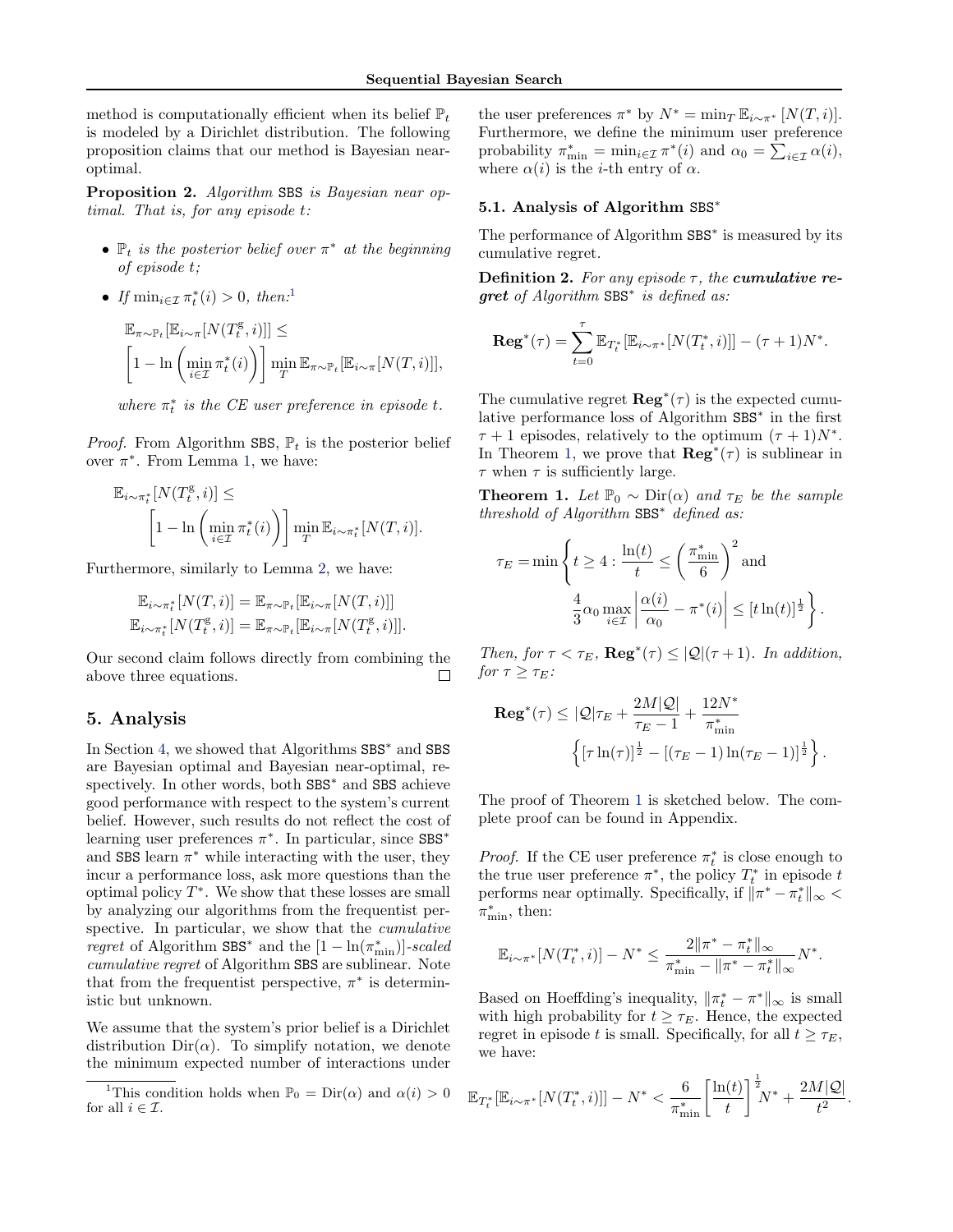method is computationally efficient when its belief $\mathbb{P}_t$ is modeled by a Dirichlet distribution. The following proposition claims that our method is Bayesian near-optimal.

**Proposition 2.** *Algorithm* SBS *is Bayesian near optimal. That is, for any episode $t$:*

- *$\mathbb{P}_t$ is the posterior belief over $\pi^*$ at the beginning of episode $t$;*
- *If $\min_{i \in \mathcal{I}} \pi_t^*(i) > 0$, then:*[1]

$$\mathbb{E}_{\pi \sim \mathbb{P}_t}[\mathbb{E}_{i \sim \pi}[N(T_t^{\mathrm{g}}, i)]] \leq \left[1 - \ln\left(\min_{i \in \mathcal{I}} \pi_t^*(i)\right)\right] \min_T \mathbb{E}_{\pi \sim \mathbb{P}_t}[\mathbb{E}_{i \sim \pi}[N(T, i)]],$$

*where $\pi_t^*$ is the CE user preference in episode $t$.*

*Proof.* From Algorithm SBS, $\mathbb{P}_t$ is the posterior belief over $\pi^*$. From Lemma 1, we have:

$$\mathbb{E}_{i \sim \pi_t^*}[N(T_t^{\mathrm{g}}, i)] \leq \left[1 - \ln\left(\min_{i \in \mathcal{I}} \pi_t^*(i)\right)\right] \min_T \mathbb{E}_{i \sim \pi_t^*}[N(T, i)].$$

Furthermore, similarly to Lemma 2, we have:

$$\mathbb{E}_{i \sim \pi_t^*}[N(T, i)] = \mathbb{E}_{\pi \sim \mathbb{P}_t}[\mathbb{E}_{i \sim \pi}[N(T, i)]]$$
$$\mathbb{E}_{i \sim \pi_t^*}[N(T_t^{\mathrm{g}}, i)] = \mathbb{E}_{\pi \sim \mathbb{P}_t}[\mathbb{E}_{i \sim \pi}[N(T_t^{\mathrm{g}}, i)]].$$

Our second claim follows directly from combining the above three equations. □

## 5. Analysis

In Section 4, we showed that Algorithms SBS$^*$ and SBS are Bayesian optimal and Bayesian near-optimal, respectively. In other words, both SBS$^*$ and SBS achieve good performance with respect to the system's current belief. However, such results do not reflect the cost of learning user preferences $\pi^*$. In particular, since SBS$^*$ and SBS learn $\pi^*$ while interacting with the user, they incur a performance loss, ask more questions than the optimal policy $T^*$. We show that these losses are small by analyzing our algorithms from the frequentist perspective. In particular, we show that the *cumulative regret* of Algorithm SBS$^*$ and the $[1 - \ln(\pi_{\min}^*)]$-*scaled cumulative regret* of Algorithm SBS are sublinear. Note that from the frequentist perspective, $\pi^*$ is deterministic but unknown.

We assume that the system's prior belief is a Dirichlet distribution $\mathrm{Dir}(\alpha)$. To simplify notation, we denote the minimum expected number of interactions under the user preferences $\pi^*$ by $N^* = \min_T \mathbb{E}_{i \sim \pi^*}[N(T, i)]$. Furthermore, we define the minimum user preference probability $\pi_{\min}^* = \min_{i \in \mathcal{I}} \pi^*(i)$ and $\alpha_0 = \sum_{i \in \mathcal{I}} \alpha(i)$, where $\alpha(i)$ is the $i$-th entry of $\alpha$.

### 5.1. Analysis of Algorithm SBS$^*$

The performance of Algorithm SBS$^*$ is measured by its cumulative regret.

**Definition 2.** *For any episode $\tau$, the **cumulative regret** of Algorithm SBS$^*$ is defined as:*

$$\mathbf{Reg}^*(\tau) = \sum_{t=0}^{\tau} \mathbb{E}_{T_t^*}[\mathbb{E}_{i \sim \pi^*}[N(T_t^*, i)]] - (\tau + 1)N^*.$$

The cumulative regret $\mathbf{Reg}^*(\tau)$ is the expected cumulative performance loss of Algorithm SBS$^*$ in the first $\tau + 1$ episodes, relatively to the optimum $(\tau + 1)N^*$. In Theorem 1, we prove that $\mathbf{Reg}^*(\tau)$ is sublinear in $\tau$ when $\tau$ is sufficiently large.

**Theorem 1.** *Let $\mathbb{P}_0 \sim \mathrm{Dir}(\alpha)$ and $\tau_E$ be the sample threshold of Algorithm SBS$^*$ defined as:*

$$\tau_E = \min\left\{t \geq 4 : \frac{\ln(t)}{t} \leq \left(\frac{\pi_{\min}^*}{6}\right)^2 \text{ and } \frac{4}{3}\alpha_0 \max_{i \in \mathcal{I}} \left|\frac{\alpha(i)}{\alpha_0} - \pi^*(i)\right| \leq [t \ln(t)]^{\frac{1}{2}}\right\}.$$

*Then, for $\tau < \tau_E$, $\mathbf{Reg}^*(\tau) \leq |\mathcal{Q}|(\tau + 1)$. In addition, for $\tau \geq \tau_E$:*

$$\mathbf{Reg}^*(\tau) \leq |\mathcal{Q}|\tau_E + \frac{2M|\mathcal{Q}|}{\tau_E - 1} + \frac{12N^*}{\pi_{\min}^*} \left\{[\tau \ln(\tau)]^{\frac{1}{2}} - [(\tau_E - 1)\ln(\tau_E - 1)]^{\frac{1}{2}}\right\}.$$

The proof of Theorem 1 is sketched below. The complete proof can be found in Appendix.

*Proof.* If the CE user preference $\pi_t^*$ is close enough to the true user preference $\pi^*$, the policy $T_t^*$ in episode $t$ performs near optimally. Specifically, if $\|\pi^* - \pi_t^*\|_\infty < \pi_{\min}^*$, then:

$$\mathbb{E}_{i \sim \pi^*}[N(T_t^*, i)] - N^* \leq \frac{2\|\pi^* - \pi_t^*\|_\infty}{\pi_{\min}^* - \|\pi^* - \pi_t^*\|_\infty} N^*.$$

Based on Hoeffding's inequality, $\|\pi_t^* - \pi^*\|_\infty$ is small with high probability for $t \geq \tau_E$. Hence, the expected regret in episode $t$ is small. Specifically, for all $t \geq \tau_E$, we have:

$$\mathbb{E}_{T_t^*}[\mathbb{E}_{i \sim \pi^*}[N(T_t^*, i)]] - N^* < \frac{6}{\pi_{\min}^*}\left[\frac{\ln(t)}{t}\right]^{\frac{1}{2}} N^* + \frac{2M|\mathcal{Q}|}{t^2}.$$

[1] This condition holds when $\mathbb{P}_0 = \mathrm{Dir}(\alpha)$ and $\alpha(i) > 0$ for all $i \in \mathcal{I}$.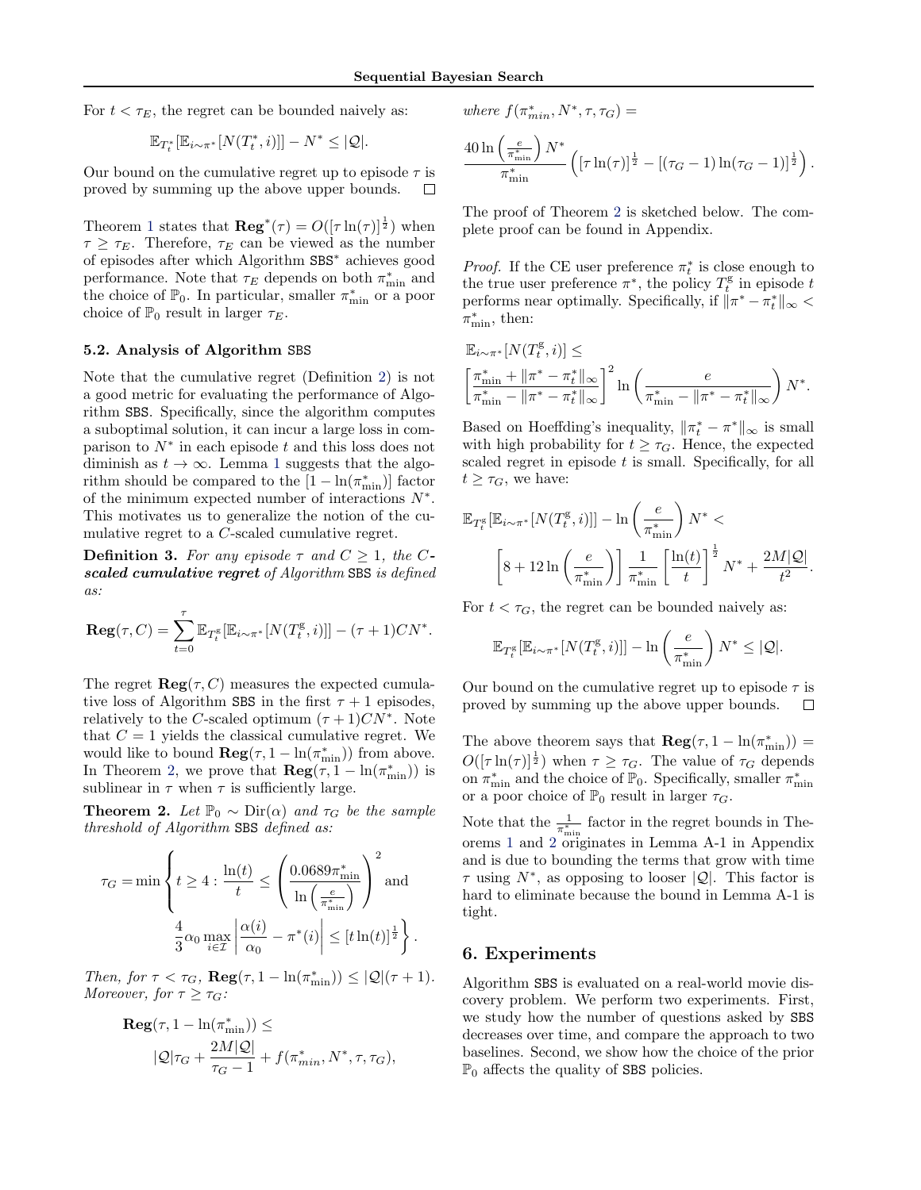For $t < \tau_E$, the regret can be bounded naively as:

$$\mathbb{E}_{T_t^*}[\mathbb{E}_{i \sim \pi^*}[N(T_t^*, i)]] - N^* \leq |\mathcal{Q}|.$$

Our bound on the cumulative regret up to episode $\tau$ is proved by summing up the above upper bounds. ☐

Theorem 1 states that $\mathbf{Reg}^*(\tau) = O([\tau \ln(\tau)]^{\frac{1}{2}})$ when $\tau \geq \tau_E$. Therefore, $\tau_E$ can be viewed as the number of episodes after which Algorithm SBS$^*$ achieves good performance. Note that $\tau_E$ depends on both $\pi^*_{\min}$ and the choice of $\mathbb{P}_0$. In particular, smaller $\pi^*_{\min}$ or a poor choice of $\mathbb{P}_0$ result in larger $\tau_E$.

### 5.2. Analysis of Algorithm SBS

Note that the cumulative regret (Definition 2) is not a good metric for evaluating the performance of Algorithm SBS. Specifically, since the algorithm computes a suboptimal solution, it can incur a large loss in comparison to $N^*$ in each episode $t$ and this loss does not diminish as $t \to \infty$. Lemma 1 suggests that the algorithm should be compared to the $[1 - \ln(\pi^*_{\min})]$ factor of the minimum expected number of interactions $N^*$. This motivates us to generalize the notion of the cumulative regret to a $C$-scaled cumulative regret.

**Definition 3.** *For any episode $\tau$ and $C \geq 1$, the **C-scaled cumulative regret** of Algorithm SBS is defined as:*

$$\mathbf{Reg}(\tau, C) = \sum_{t=0}^{\tau} \mathbb{E}_{T_t^{\mathrm{g}}}[\mathbb{E}_{i \sim \pi^*}[N(T_t^{\mathrm{g}}, i)]] - (\tau + 1)CN^*.$$

The regret $\mathbf{Reg}(\tau, C)$ measures the expected cumulative loss of Algorithm SBS in the first $\tau + 1$ episodes, relatively to the $C$-scaled optimum $(\tau + 1)CN^*$. Note that $C = 1$ yields the classical cumulative regret. We would like to bound $\mathbf{Reg}(\tau, 1 - \ln(\pi^*_{\min}))$ from above. In Theorem 2, we prove that $\mathbf{Reg}(\tau, 1 - \ln(\pi^*_{\min}))$ is sublinear in $\tau$ when $\tau$ is sufficiently large.

**Theorem 2.** *Let $\mathbb{P}_0 \sim \mathrm{Dir}(\alpha)$ and $\tau_G$ be the sample threshold of Algorithm SBS defined as:*

$$\tau_G = \min \left\{ t \geq 4 : \frac{\ln(t)}{t} \leq \left( \frac{0.0689 \pi^*_{\min}}{\ln\left(\frac{e}{\pi^*_{\min}}\right)} \right)^2 \text{ and } \frac{4}{3} \alpha_0 \max_{i \in \mathcal{I}} \left| \frac{\alpha(i)}{\alpha_0} - \pi^*(i) \right| \leq [t \ln(t)]^{\frac{1}{2}} \right\}.$$

*Then, for $\tau < \tau_G$, $\mathbf{Reg}(\tau, 1 - \ln(\pi^*_{\min})) \leq |\mathcal{Q}|(\tau + 1)$. Moreover, for $\tau \geq \tau_G$:*

$$\mathbf{Reg}(\tau, 1 - \ln(\pi^*_{\min})) \leq |\mathcal{Q}|\tau_G + \frac{2M|\mathcal{Q}|}{\tau_G - 1} + f(\pi^*_{min}, N^*, \tau, \tau_G),$$

*where $f(\pi^*_{min}, N^*, \tau, \tau_G) =$*

$$\frac{40 \ln\left(\frac{e}{\pi^*_{\min}}\right) N^*}{\pi^*_{\min}} \left( [\tau \ln(\tau)]^{\frac{1}{2}} - [(\tau_G - 1)\ln(\tau_G - 1)]^{\frac{1}{2}} \right).$$

The proof of Theorem 2 is sketched below. The complete proof can be found in Appendix.

*Proof.* If the CE user preference $\pi^*_t$ is close enough to the true user preference $\pi^*$, the policy $T_t^{\mathrm{g}}$ in episode $t$ performs near optimally. Specifically, if $\|\pi^* - \pi^*_t\|_\infty < \pi^*_{\min}$, then:

$$\mathbb{E}_{i \sim \pi^*}[N(T_t^{\mathrm{g}}, i)] \leq \left[ \frac{\pi^*_{\min} + \|\pi^* - \pi^*_t\|_\infty}{\pi^*_{\min} - \|\pi^* - \pi^*_t\|_\infty} \right]^2 \ln\left( \frac{e}{\pi^*_{\min} - \|\pi^* - \pi^*_t\|_\infty} \right) N^*.$$

Based on Hoeffding's inequality, $\|\pi^*_t - \pi^*\|_\infty$ is small with high probability for $t \geq \tau_G$. Hence, the expected scaled regret in episode $t$ is small. Specifically, for all $t \geq \tau_G$, we have:

$$\mathbb{E}_{T_t^{\mathrm{g}}}[\mathbb{E}_{i \sim \pi^*}[N(T_t^{\mathrm{g}}, i)]] - \ln\left( \frac{e}{\pi^*_{\min}} \right) N^* < \left[ 8 + 12 \ln\left( \frac{e}{\pi^*_{\min}} \right) \right] \frac{1}{\pi^*_{\min}} \left[ \frac{\ln(t)}{t} \right]^{\frac{1}{2}} N^* + \frac{2M|\mathcal{Q}|}{t^2}.$$

For $t < \tau_G$, the regret can be bounded naively as:

$$\mathbb{E}_{T_t^{\mathrm{g}}}[\mathbb{E}_{i \sim \pi^*}[N(T_t^{\mathrm{g}}, i)]] - \ln\left( \frac{e}{\pi^*_{\min}} \right) N^* \leq |\mathcal{Q}|.$$

Our bound on the cumulative regret up to episode $\tau$ is proved by summing up the above upper bounds. ☐

The above theorem says that $\mathbf{Reg}(\tau, 1 - \ln(\pi^*_{\min})) = O([\tau \ln(\tau)]^{\frac{1}{2}})$ when $\tau \geq \tau_G$. The value of $\tau_G$ depends on $\pi^*_{\min}$ and the choice of $\mathbb{P}_0$. Specifically, smaller $\pi^*_{\min}$ or a poor choice of $\mathbb{P}_0$ result in larger $\tau_G$.

Note that the $\frac{1}{\pi^*_{\min}}$ factor in the regret bounds in Theorems 1 and 2 originates in Lemma A-1 in Appendix and is due to bounding the terms that grow with time $\tau$ using $N^*$, as opposing to looser $|\mathcal{Q}|$. This factor is hard to eliminate because the bound in Lemma A-1 is tight.

## 6. Experiments

Algorithm SBS is evaluated on a real-world movie discovery problem. We perform two experiments. First, we study how the number of questions asked by SBS decreases over time, and compare the approach to two baselines. Second, we show how the choice of the prior $\mathbb{P}_0$ affects the quality of SBS policies.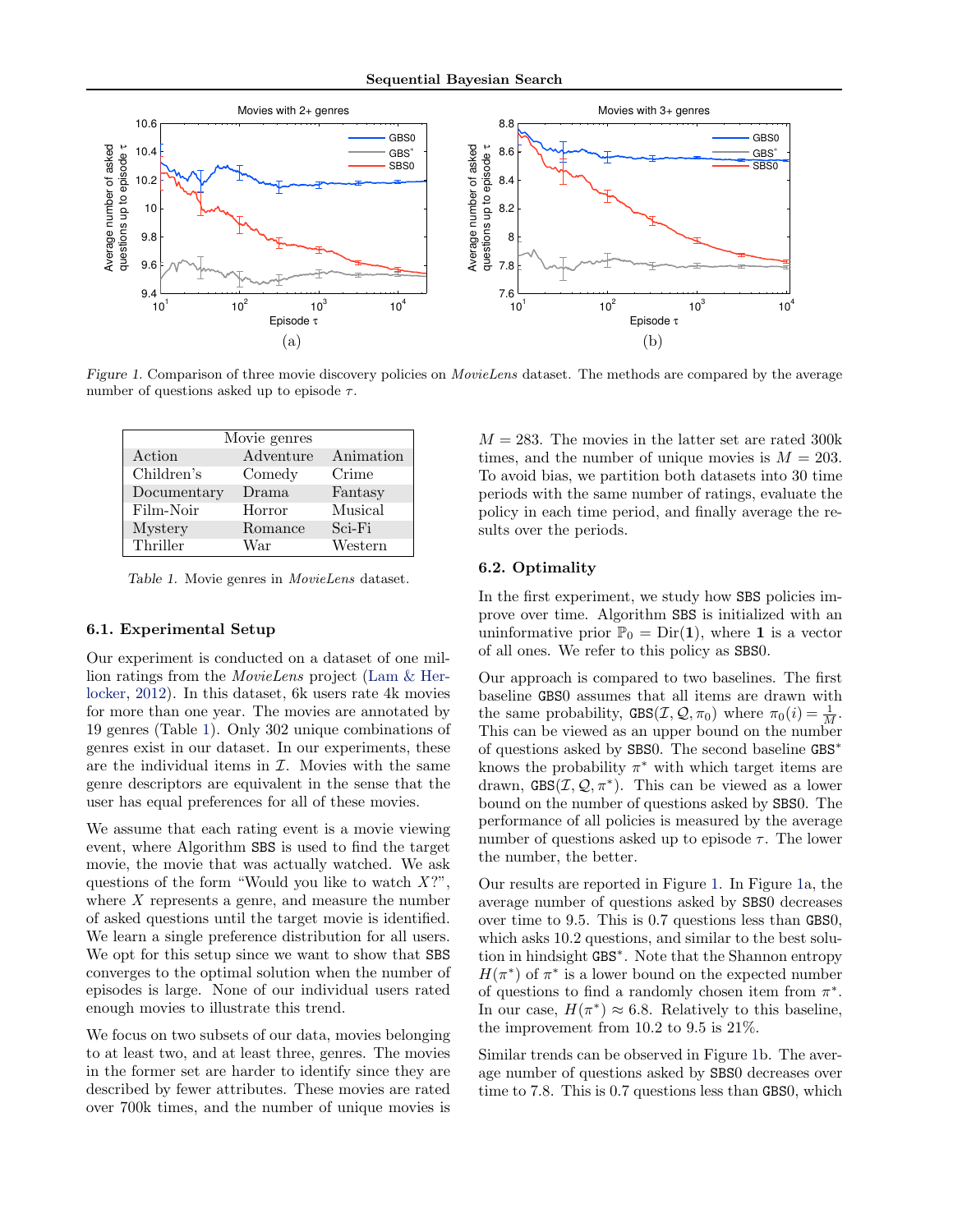Figure 1. Comparison of three movie discovery policies on *MovieLens* dataset. The methods are compared by the average number of questions asked up to episode $\tau$.

| Movie genres | | |
|---|---|---|
| Action | Adventure | Animation |
| Children's | Comedy | Crime |
| Documentary | Drama | Fantasy |
| Film-Noir | Horror | Musical |
| Mystery | Romance | Sci-Fi |
| Thriller | War | Western |

Table 1. Movie genres in *MovieLens* dataset.

### 6.1. Experimental Setup

Our experiment is conducted on a dataset of one million ratings from the *MovieLens* project (Lam & Herlocker, 2012). In this dataset, 6k users rate 4k movies for more than one year. The movies are annotated by 19 genres (Table 1). Only 302 unique combinations of genres exist in our dataset. In our experiments, these are the individual items in $\mathcal{I}$. Movies with the same genre descriptors are equivalent in the sense that the user has equal preferences for all of these movies.

We assume that each rating event is a movie viewing event, where Algorithm SBS is used to find the target movie, the movie that was actually watched. We ask questions of the form "Would you like to watch $X$?", where $X$ represents a genre, and measure the number of asked questions until the target movie is identified. We learn a single preference distribution for all users. We opt for this setup since we want to show that SBS converges to the optimal solution when the number of episodes is large. None of our individual users rated enough movies to illustrate this trend.

We focus on two subsets of our data, movies belonging to at least two, and at least three, genres. The movies in the former set are harder to identify since they are described by fewer attributes. These movies are rated over 700k times, and the number of unique movies is $M = 283$. The movies in the latter set are rated 300k times, and the number of unique movies is $M = 203$. To avoid bias, we partition both datasets into 30 time periods with the same number of ratings, evaluate the policy in each time period, and finally average the results over the periods.

### 6.2. Optimality

In the first experiment, we study how SBS policies improve over time. Algorithm SBS is initialized with an uninformative prior $\mathbb{P}_0 = \mathrm{Dir}(\mathbf{1})$, where $\mathbf{1}$ is a vector of all ones. We refer to this policy as SBS0.

Our approach is compared to two baselines. The first baseline GBS0 assumes that all items are drawn with the same probability, $\mathtt{GBS}(\mathcal{I}, \mathcal{Q}, \pi_0)$ where $\pi_0(i) = \frac{1}{M}$. This can be viewed as an upper bound on the number of questions asked by SBS0. The second baseline GBS$^*$ knows the probability $\pi^*$ with which target items are drawn, $\mathtt{GBS}(\mathcal{I}, \mathcal{Q}, \pi^*)$. This can be viewed as a lower bound on the number of questions asked by SBS0. The performance of all policies is measured by the average number of questions asked up to episode $\tau$. The lower the number, the better.

Our results are reported in Figure 1. In Figure 1a, the average number of questions asked by SBS0 decreases over time to 9.5. This is 0.7 questions less than GBS0, which asks 10.2 questions, and similar to the best solution in hindsight GBS$^*$. Note that the Shannon entropy $H(\pi^*)$ of $\pi^*$ is a lower bound on the expected number of questions to find a randomly chosen item from $\pi^*$. In our case, $H(\pi^*) \approx 6.8$. Relatively to this baseline, the improvement from 10.2 to 9.5 is 21%.

Similar trends can be observed in Figure 1b. The average number of questions asked by SBS0 decreases over time to 7.8. This is 0.7 questions less than GBS0, which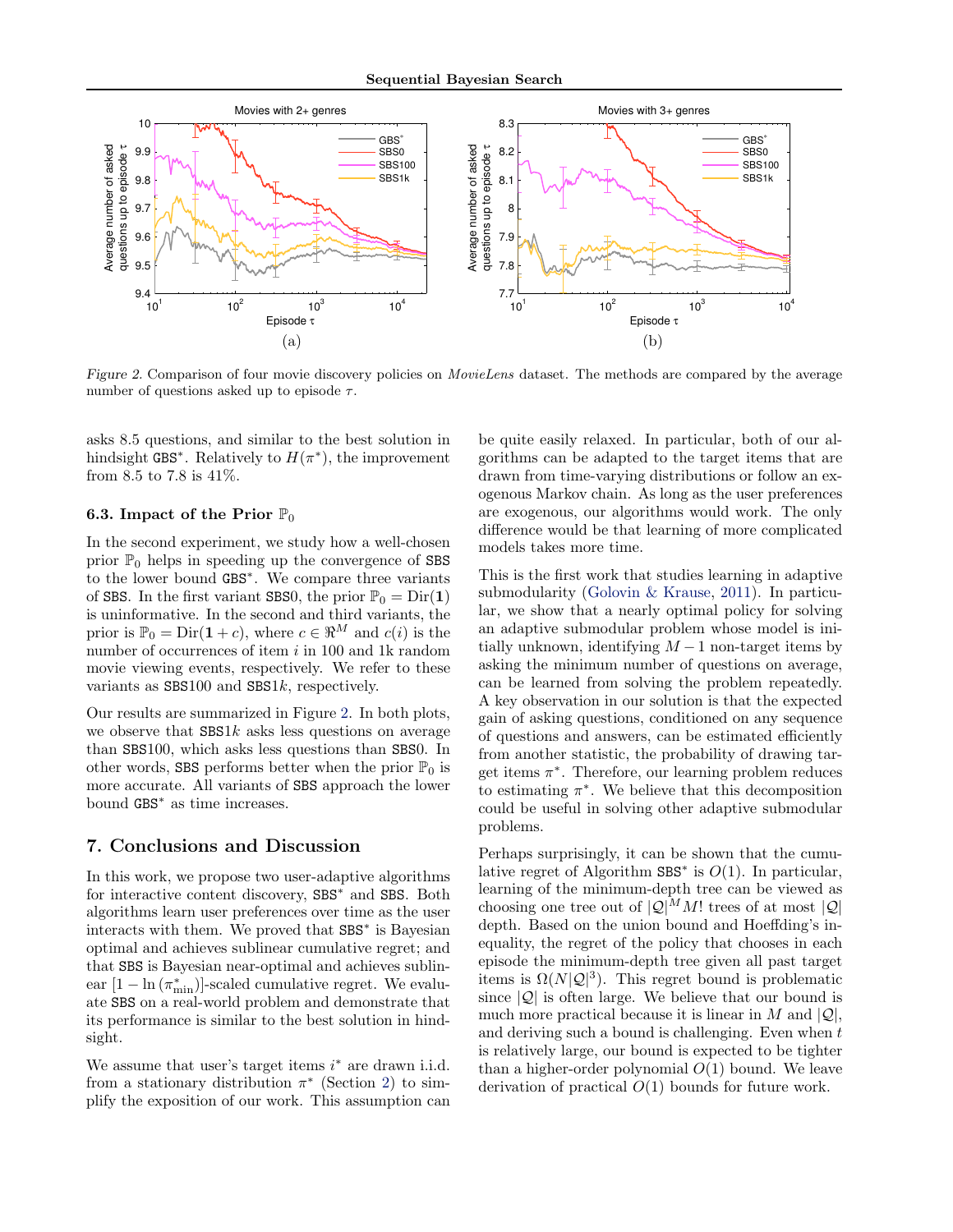Figure 2. Comparison of four movie discovery policies on *MovieLens* dataset. The methods are compared by the average number of questions asked up to episode $\tau$.

asks 8.5 questions, and similar to the best solution in hindsight $\texttt{GBS}^*$. Relatively to $H(\pi^*)$, the improvement from 8.5 to 7.8 is 41%.

### 6.3. Impact of the Prior $\mathbb{P}_0$

In the second experiment, we study how a well-chosen prior $\mathbb{P}_0$ helps in speeding up the convergence of SBS to the lower bound $\texttt{GBS}^*$. We compare three variants of SBS. In the first variant SBS0, the prior $\mathbb{P}_0 = \text{Dir}(\mathbf{1})$ is uninformative. In the second and third variants, the prior is $\mathbb{P}_0 = \text{Dir}(\mathbf{1} + c)$, where $c \in \Re^M$ and $c(i)$ is the number of occurrences of item $i$ in 100 and 1k random movie viewing events, respectively. We refer to these variants as SBS100 and SBS1$k$, respectively.

Our results are summarized in Figure 2. In both plots, we observe that SBS1$k$ asks less questions on average than SBS100, which asks less questions than SBS0. In other words, SBS performs better when the prior $\mathbb{P}_0$ is more accurate. All variants of SBS approach the lower bound $\texttt{GBS}^*$ as time increases.

## 7. Conclusions and Discussion

In this work, we propose two user-adaptive algorithms for interactive content discovery, $\texttt{SBS}^*$ and SBS. Both algorithms learn user preferences over time as the user interacts with them. We proved that $\texttt{SBS}^*$ is Bayesian optimal and achieves sublinear cumulative regret; and that SBS is Bayesian near-optimal and achieves sublinear $[1 - \ln(\pi^*_{\min})]$-scaled cumulative regret. We evaluate SBS on a real-world problem and demonstrate that its performance is similar to the best solution in hindsight.

We assume that user's target items $i^*$ are drawn i.i.d. from a stationary distribution $\pi^*$ (Section 2) to simplify the exposition of our work. This assumption can be quite easily relaxed. In particular, both of our algorithms can be adapted to the target items that are drawn from time-varying distributions or follow an exogenous Markov chain. As long as the user preferences are exogenous, our algorithms would work. The only difference would be that learning of more complicated models takes more time.

This is the first work that studies learning in adaptive submodularity (Golovin & Krause, 2011). In particular, we show that a nearly optimal policy for solving an adaptive submodular problem whose model is initially unknown, identifying $M - 1$ non-target items by asking the minimum number of questions on average, can be learned from solving the problem repeatedly. A key observation in our solution is that the expected gain of asking questions, conditioned on any sequence of questions and answers, can be estimated efficiently from another statistic, the probability of drawing target items $\pi^*$. Therefore, our learning problem reduces to estimating $\pi^*$. We believe that this decomposition could be useful in solving other adaptive submodular problems.

Perhaps surprisingly, it can be shown that the cumulative regret of Algorithm $\texttt{SBS}^*$ is $O(1)$. In particular, learning of the minimum-depth tree can be viewed as choosing one tree out of $|\mathcal{Q}|^M M!$ trees of at most $|\mathcal{Q}|$ depth. Based on the union bound and Hoeffding's inequality, the regret of the policy that chooses in each episode the minimum-depth tree given all past target items is $\Omega(N|\mathcal{Q}|^3)$. This regret bound is problematic since $|\mathcal{Q}|$ is often large. We believe that our bound is much more practical because it is linear in $M$ and $|\mathcal{Q}|$, and deriving such a bound is challenging. Even when $t$ is relatively large, our bound is expected to be tighter than a higher-order polynomial $O(1)$ bound. We leave derivation of practical $O(1)$ bounds for future work.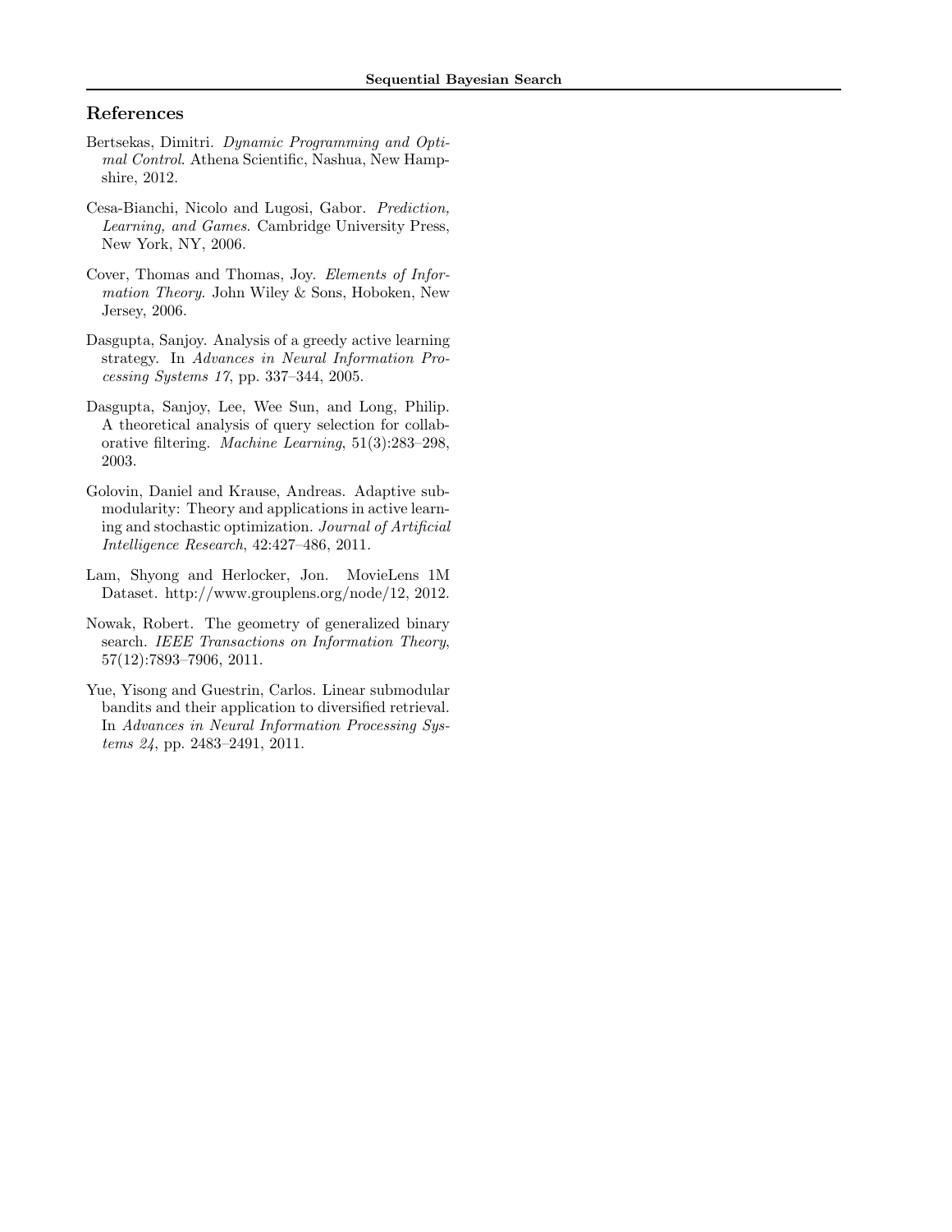## References

Bertsekas, Dimitri. *Dynamic Programming and Optimal Control*. Athena Scientific, Nashua, New Hampshire, 2012.

Cesa-Bianchi, Nicolo and Lugosi, Gabor. *Prediction, Learning, and Games*. Cambridge University Press, New York, NY, 2006.

Cover, Thomas and Thomas, Joy. *Elements of Information Theory*. John Wiley & Sons, Hoboken, New Jersey, 2006.

Dasgupta, Sanjoy. Analysis of a greedy active learning strategy. In *Advances in Neural Information Processing Systems 17*, pp. 337–344, 2005.

Dasgupta, Sanjoy, Lee, Wee Sun, and Long, Philip. A theoretical analysis of query selection for collaborative filtering. *Machine Learning*, 51(3):283–298, 2003.

Golovin, Daniel and Krause, Andreas. Adaptive submodularity: Theory and applications in active learning and stochastic optimization. *Journal of Artificial Intelligence Research*, 42:427–486, 2011.

Lam, Shyong and Herlocker, Jon. MovieLens 1M Dataset. http://www.grouplens.org/node/12, 2012.

Nowak, Robert. The geometry of generalized binary search. *IEEE Transactions on Information Theory*, 57(12):7893–7906, 2011.

Yue, Yisong and Guestrin, Carlos. Linear submodular bandits and their application to diversified retrieval. In *Advances in Neural Information Processing Systems 24*, pp. 2483–2491, 2011.